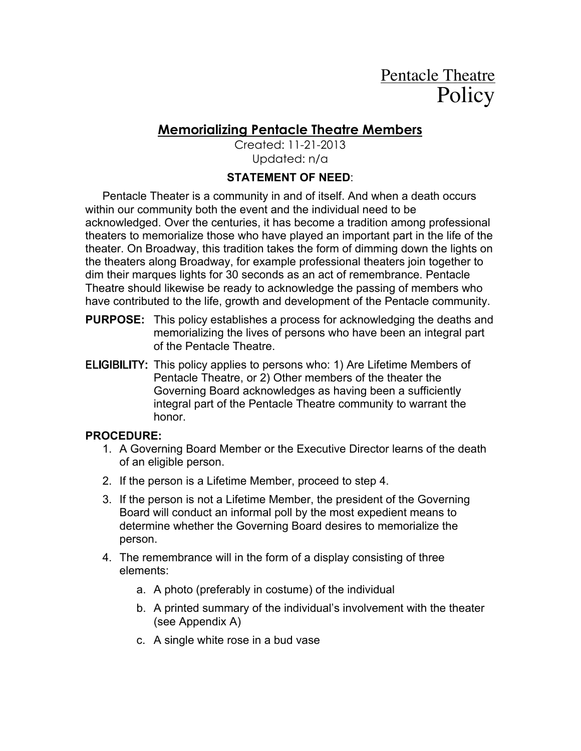Pentacle Theatre
Policy

# Memorializing Pentacle Theatre Members

Created: 11-21-2013
Updated: n/a

**STATEMENT OF NEED**:

Pentacle Theater is a community in and of itself. And when a death occurs within our community both the event and the individual need to be acknowledged. Over the centuries, it has become a tradition among professional theaters to memorialize those who have played an important part in the life of the theater. On Broadway, this tradition takes the form of dimming down the lights on the theaters along Broadway, for example professional theaters join together to dim their marques lights for 30 seconds as an act of remembrance. Pentacle Theatre should likewise be ready to acknowledge the passing of members who have contributed to the life, growth and development of the Pentacle community.

**PURPOSE:** This policy establishes a process for acknowledging the deaths and memorializing the lives of persons who have been an integral part of the Pentacle Theatre.

**ELIGIBILITY:** This policy applies to persons who: 1) Are Lifetime Members of Pentacle Theatre, or 2) Other members of the theater the Governing Board acknowledges as having been a sufficiently integral part of the Pentacle Theatre community to warrant the honor.

**PROCEDURE:**

1. A Governing Board Member or the Executive Director learns of the death of an eligible person.
2. If the person is a Lifetime Member, proceed to step 4.
3. If the person is not a Lifetime Member, the president of the Governing Board will conduct an informal poll by the most expedient means to determine whether the Governing Board desires to memorialize the person.
4. The remembrance will in the form of a display consisting of three elements:
    a. A photo (preferably in costume) of the individual
    b. A printed summary of the individual's involvement with the theater (see Appendix A)
    c. A single white rose in a bud vase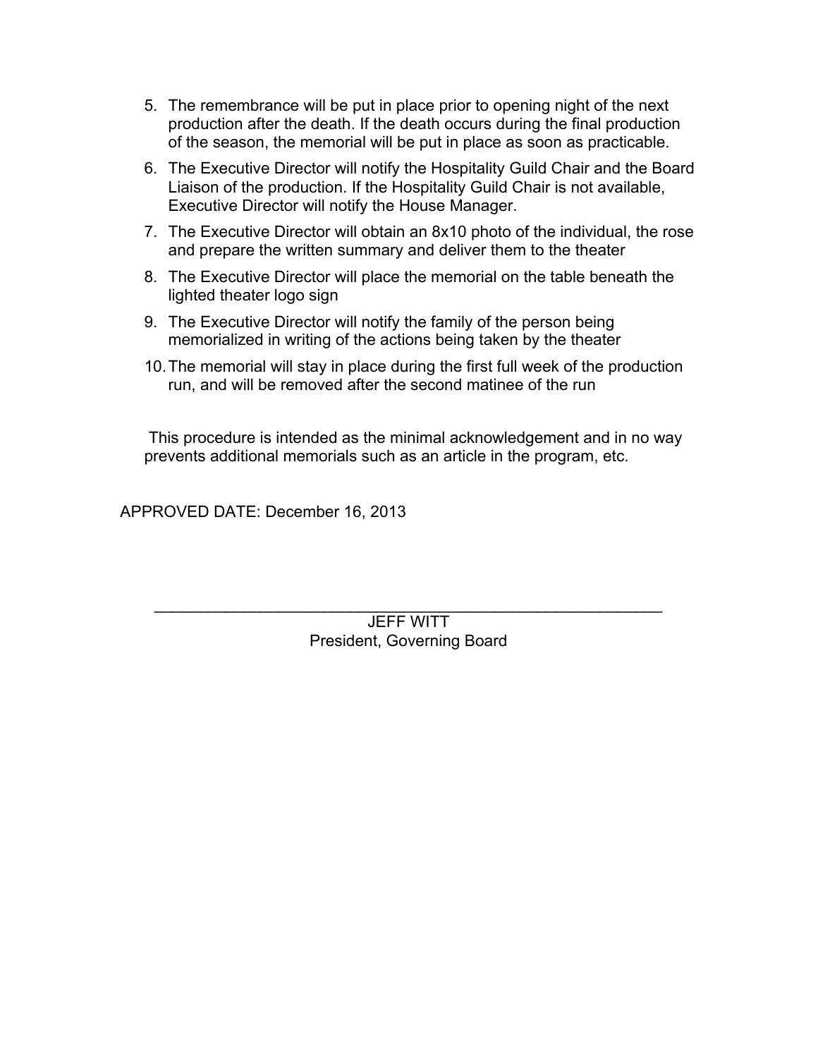5. The remembrance will be put in place prior to opening night of the next production after the death. If the death occurs during the final production of the season, the memorial will be put in place as soon as practicable.
6. The Executive Director will notify the Hospitality Guild Chair and the Board Liaison of the production. If the Hospitality Guild Chair is not available, Executive Director will notify the House Manager.
7. The Executive Director will obtain an 8x10 photo of the individual, the rose and prepare the written summary and deliver them to the theater
8. The Executive Director will place the memorial on the table beneath the lighted theater logo sign
9. The Executive Director will notify the family of the person being memorialized in writing of the actions being taken by the theater
10. The memorial will stay in place during the first full week of the production run, and will be removed after the second matinee of the run

This procedure is intended as the minimal acknowledgement and in no way prevents additional memorials such as an article in the program, etc.

APPROVED DATE: December 16, 2013

\_\_\_\_\_\_\_\_\_\_\_\_\_\_\_\_\_\_\_\_\_\_\_\_\_\_\_\_\_\_\_\_\_\_\_\_\_\_\_\_\_\_\_\_\_\_\_\_\_\_

JEFF WITT
President, Governing Board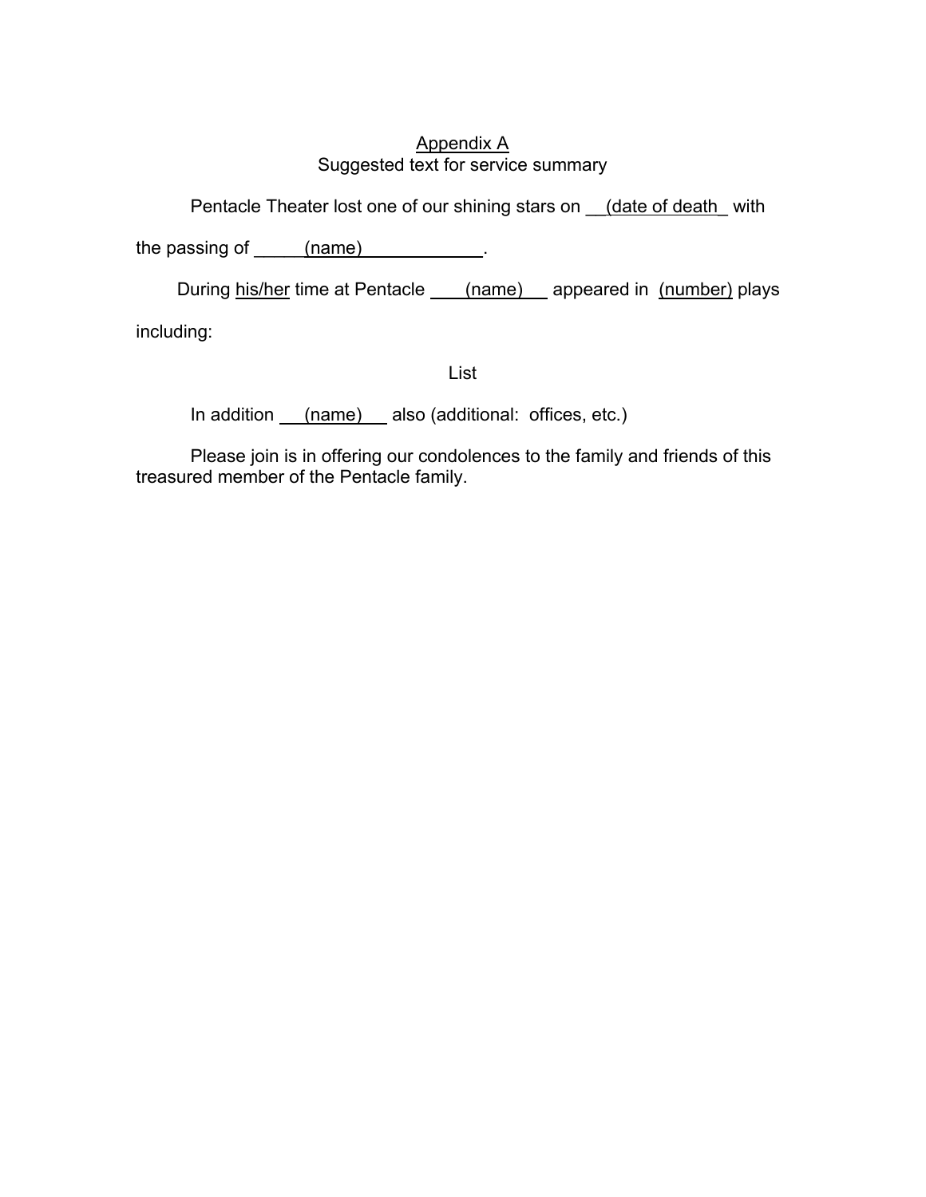<u>Appendix A</u>

Suggested text for service summary

Pentacle Theater lost one of our shining stars on __(date of death_ with the passing of _____(name)____________.

During his/her time at Pentacle ____(name)___ appeared in (number) plays including:

List

In addition ___(name)___ also (additional: offices, etc.)

Please join is in offering our condolences to the family and friends of this treasured member of the Pentacle family.